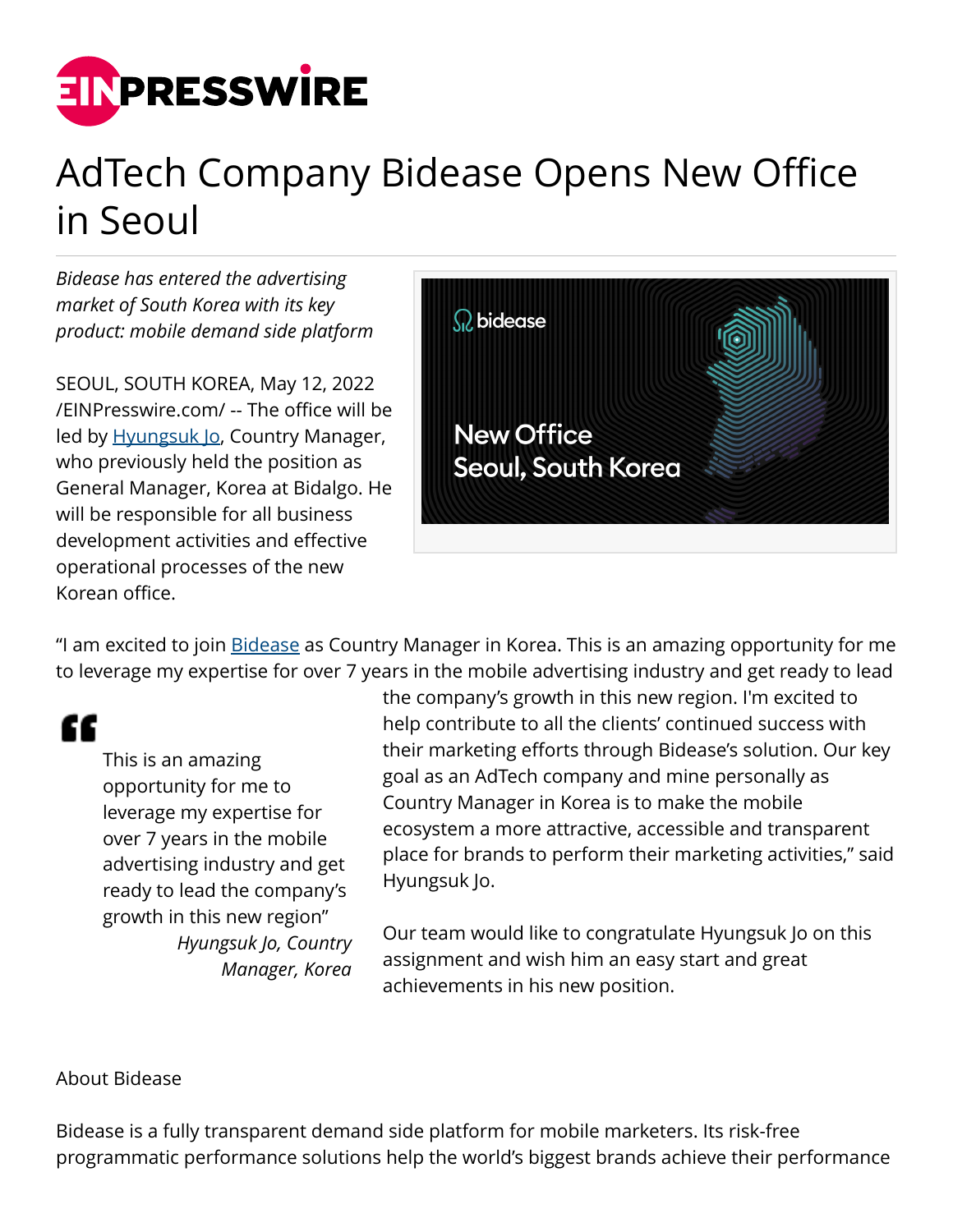# AdTech Company Bidease Opens New Office in Seoul

*Bidease has entered the advertising market of South Korea with its key product: mobile demand side platform*

SEOUL, SOUTH KOREA, May 12, 2022 /EINPresswire.com/ -- The office will be led by Hyungsuk Jo, Country Manager, who previously held the position as General Manager, Korea at Bidalgo. He will be responsible for all business development activities and effective operational processes of the new Korean office.

"I am excited to join Bidease as Country Manager in Korea. This is an amazing opportunity for me to leverage my expertise for over 7 years in the mobile advertising industry and get ready to lead the company's growth in this new region. I'm excited to help contribute to all the clients' continued success with their marketing efforts through Bidease's solution. Our key goal as an AdTech company and mine personally as Country Manager in Korea is to make the mobile ecosystem a more attractive, accessible and transparent place for brands to perform their marketing activities," said Hyungsuk Jo.

> This is an amazing opportunity for me to leverage my expertise for over 7 years in the mobile advertising industry and get ready to lead the company's growth in this new region"
>
> *Hyungsuk Jo, Country Manager, Korea*

Our team would like to congratulate Hyungsuk Jo on this assignment and wish him an easy start and great achievements in his new position.

About Bidease

Bidease is a fully transparent demand side platform for mobile marketers. Its risk-free programmatic performance solutions help the world's biggest brands achieve their performance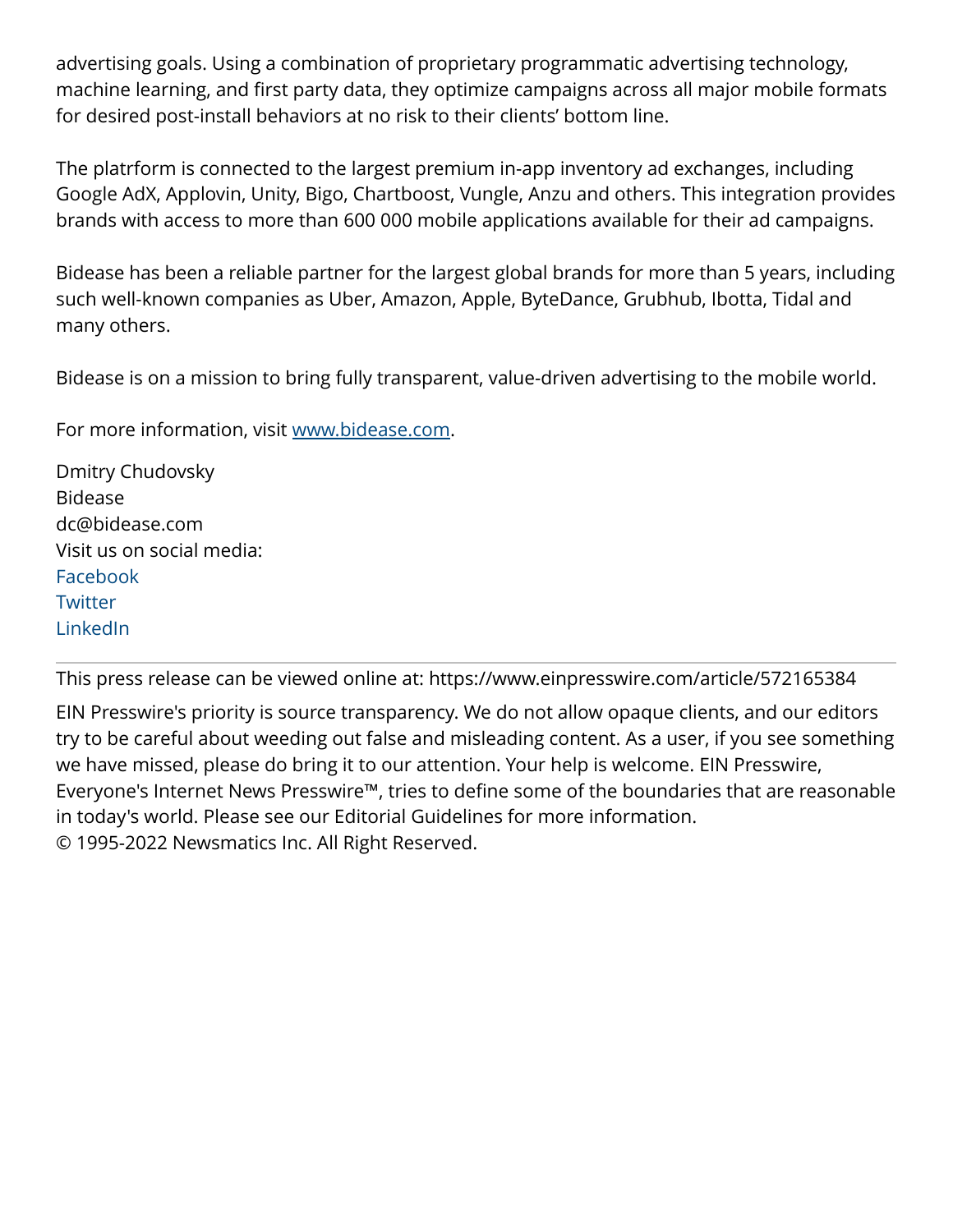advertising goals. Using a combination of proprietary programmatic advertising technology, machine learning, and first party data, they optimize campaigns across all major mobile formats for desired post-install behaviors at no risk to their clients' bottom line.

The platrform is connected to the largest premium in-app inventory ad exchanges, including Google AdX, Applovin, Unity, Bigo, Chartboost, Vungle, Anzu and others. This integration provides brands with access to more than 600 000 mobile applications available for their ad campaigns.

Bidease has been a reliable partner for the largest global brands for more than 5 years, including such well-known companies as Uber, Amazon, Apple, ByteDance, Grubhub, Ibotta, Tidal and many others.

Bidease is on a mission to bring fully transparent, value-driven advertising to the mobile world.

For more information, visit [www.bidease.com](www.bidease.com).

Dmitry Chudovsky
Bidease
dc@bidease.com
Visit us on social media:
Facebook
Twitter
LinkedIn

---

This press release can be viewed online at: https://www.einpresswire.com/article/572165384

EIN Presswire's priority is source transparency. We do not allow opaque clients, and our editors try to be careful about weeding out false and misleading content. As a user, if you see something we have missed, please do bring it to our attention. Your help is welcome. EIN Presswire, Everyone's Internet News Presswire™, tries to define some of the boundaries that are reasonable in today's world. Please see our Editorial Guidelines for more information.
© 1995-2022 Newsmatics Inc. All Right Reserved.